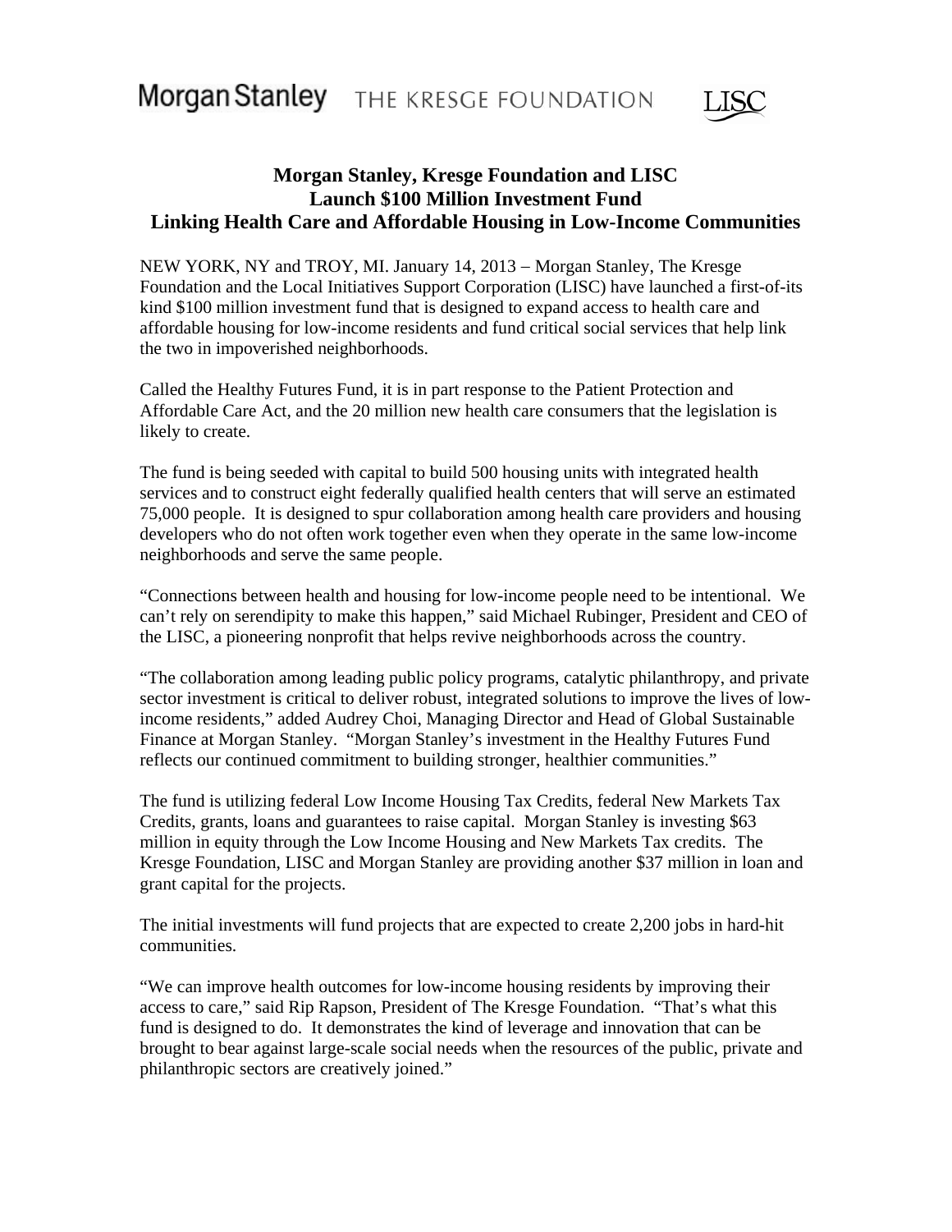Morgan Stanley THE KRESGE FOUNDATION LISC

# Morgan Stanley, Kresge Foundation and LISC Launch $100 Million Investment Fund Linking Health Care and Affordable Housing in Low-Income Communities

NEW YORK, NY and TROY, MI. January 14, 2013 – Morgan Stanley, The Kresge Foundation and the Local Initiatives Support Corporation (LISC) have launched a first-of-its kind $100 million investment fund that is designed to expand access to health care and affordable housing for low-income residents and fund critical social services that help link the two in impoverished neighborhoods.

Called the Healthy Futures Fund, it is in part response to the Patient Protection and Affordable Care Act, and the 20 million new health care consumers that the legislation is likely to create.

The fund is being seeded with capital to build 500 housing units with integrated health services and to construct eight federally qualified health centers that will serve an estimated 75,000 people. It is designed to spur collaboration among health care providers and housing developers who do not often work together even when they operate in the same low-income neighborhoods and serve the same people.

"Connections between health and housing for low-income people need to be intentional. We can't rely on serendipity to make this happen," said Michael Rubinger, President and CEO of the LISC, a pioneering nonprofit that helps revive neighborhoods across the country.

"The collaboration among leading public policy programs, catalytic philanthropy, and private sector investment is critical to deliver robust, integrated solutions to improve the lives of low-income residents," added Audrey Choi, Managing Director and Head of Global Sustainable Finance at Morgan Stanley. "Morgan Stanley's investment in the Healthy Futures Fund reflects our continued commitment to building stronger, healthier communities."

The fund is utilizing federal Low Income Housing Tax Credits, federal New Markets Tax Credits, grants, loans and guarantees to raise capital. Morgan Stanley is investing $63 million in equity through the Low Income Housing and New Markets Tax credits. The Kresge Foundation, LISC and Morgan Stanley are providing another $37 million in loan and grant capital for the projects.

The initial investments will fund projects that are expected to create 2,200 jobs in hard-hit communities.

"We can improve health outcomes for low-income housing residents by improving their access to care," said Rip Rapson, President of The Kresge Foundation. "That's what this fund is designed to do. It demonstrates the kind of leverage and innovation that can be brought to bear against large-scale social needs when the resources of the public, private and philanthropic sectors are creatively joined."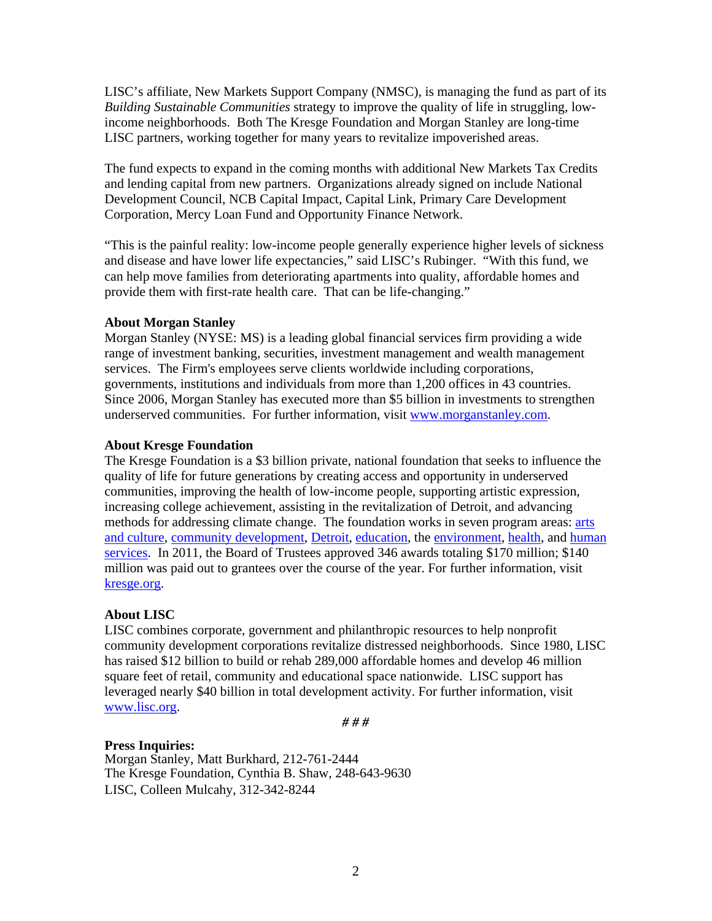LISC's affiliate, New Markets Support Company (NMSC), is managing the fund as part of its *Building Sustainable Communities* strategy to improve the quality of life in struggling, low-income neighborhoods. Both The Kresge Foundation and Morgan Stanley are long-time LISC partners, working together for many years to revitalize impoverished areas.

The fund expects to expand in the coming months with additional New Markets Tax Credits and lending capital from new partners. Organizations already signed on include National Development Council, NCB Capital Impact, Capital Link, Primary Care Development Corporation, Mercy Loan Fund and Opportunity Finance Network.

"This is the painful reality: low-income people generally experience higher levels of sickness and disease and have lower life expectancies," said LISC's Rubinger. "With this fund, we can help move families from deteriorating apartments into quality, affordable homes and provide them with first-rate health care. That can be life-changing."

**About Morgan Stanley**

Morgan Stanley (NYSE: MS) is a leading global financial services firm providing a wide range of investment banking, securities, investment management and wealth management services. The Firm's employees serve clients worldwide including corporations, governments, institutions and individuals from more than 1,200 offices in 43 countries. Since 2006, Morgan Stanley has executed more than $5 billion in investments to strengthen underserved communities. For further information, visit [www.morganstanley.com](www.morganstanley.com).

**About Kresge Foundation**

The Kresge Foundation is a $3 billion private, national foundation that seeks to influence the quality of life for future generations by creating access and opportunity in underserved communities, improving the health of low-income people, supporting artistic expression, increasing college achievement, assisting in the revitalization of Detroit, and advancing methods for addressing climate change. The foundation works in seven program areas: arts and culture, community development, Detroit, education, the environment, health, and human services. In 2011, the Board of Trustees approved 346 awards totaling $170 million; $140 million was paid out to grantees over the course of the year. For further information, visit kresge.org.

**About LISC**

LISC combines corporate, government and philanthropic resources to help nonprofit community development corporations revitalize distressed neighborhoods. Since 1980, LISC has raised $12 billion to build or rehab 289,000 affordable homes and develop 46 million square feet of retail, community and educational space nationwide. LISC support has leveraged nearly $40 billion in total development activity. For further information, visit www.lisc.org.

***# # #***

**Press Inquiries:**

Morgan Stanley, Matt Burkhard, 212-761-2444
The Kresge Foundation, Cynthia B. Shaw, 248-643-9630
LISC, Colleen Mulcahy, 312-342-8244